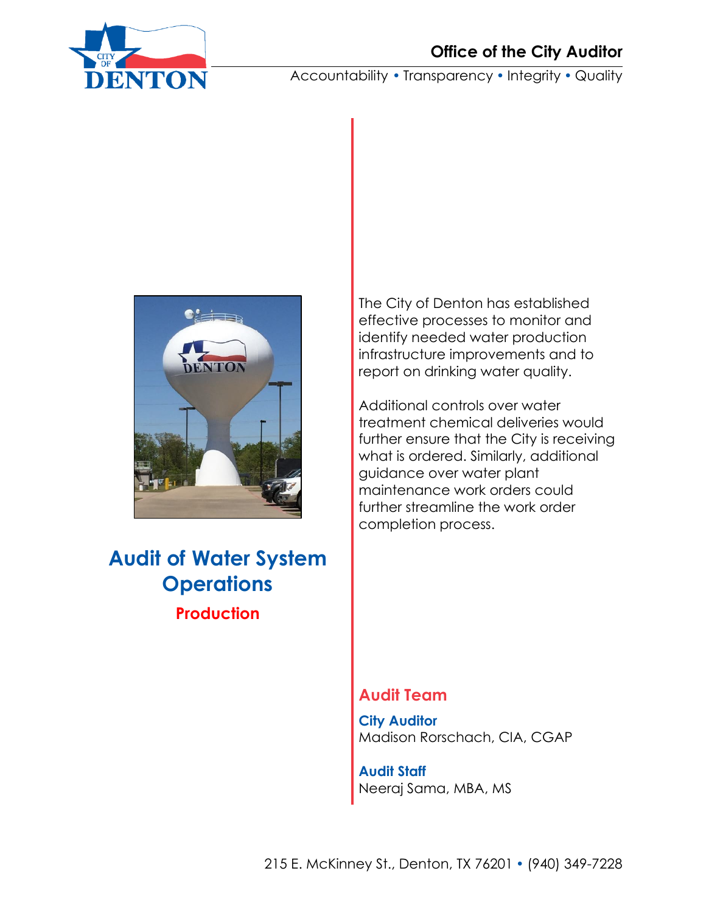**Office of the City Auditor**

Accountability • Transparency • Integrity • Quality

# Audit of Water System Operations

## Production

The City of Denton has established effective processes to monitor and identify needed water production infrastructure improvements and to report on drinking water quality.

Additional controls over water treatment chemical deliveries would further ensure that the City is receiving what is ordered. Similarly, additional guidance over water plant maintenance work orders could further streamline the work order completion process.

### Audit Team

**City Auditor**
Madison Rorschach, CIA, CGAP

**Audit Staff**
Neeraj Sama, MBA, MS

215 E. McKinney St., Denton, TX 76201 • (940) 349-7228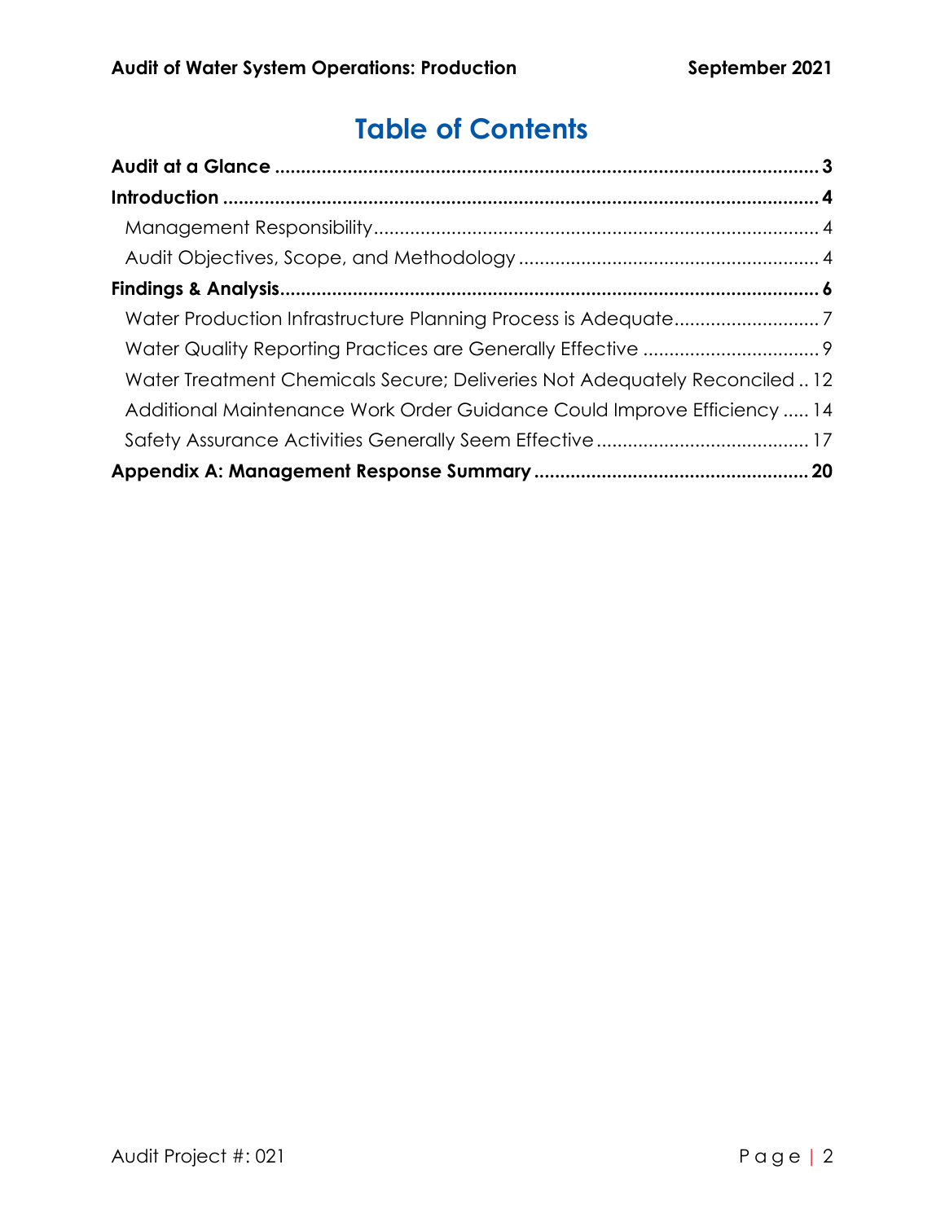# Table of Contents

**Audit at a Glance** ............................................................................................ **3**

**Introduction** .................................................................................................. **4**

- Management Responsibility .............................................................................. 4
- Audit Objectives, Scope, and Methodology ......................................................... 4

**Findings & Analysis** ........................................................................................ **6**

- Water Production Infrastructure Planning Process is Adequate ............................ 7
- Water Quality Reporting Practices are Generally Effective .................................. 9
- Water Treatment Chemicals Secure; Deliveries Not Adequately Reconciled .. 12
- Additional Maintenance Work Order Guidance Could Improve Efficiency ..... 14
- Safety Assurance Activities Generally Seem Effective ......................................... 17

**Appendix A: Management Response Summary** ................................................ **20**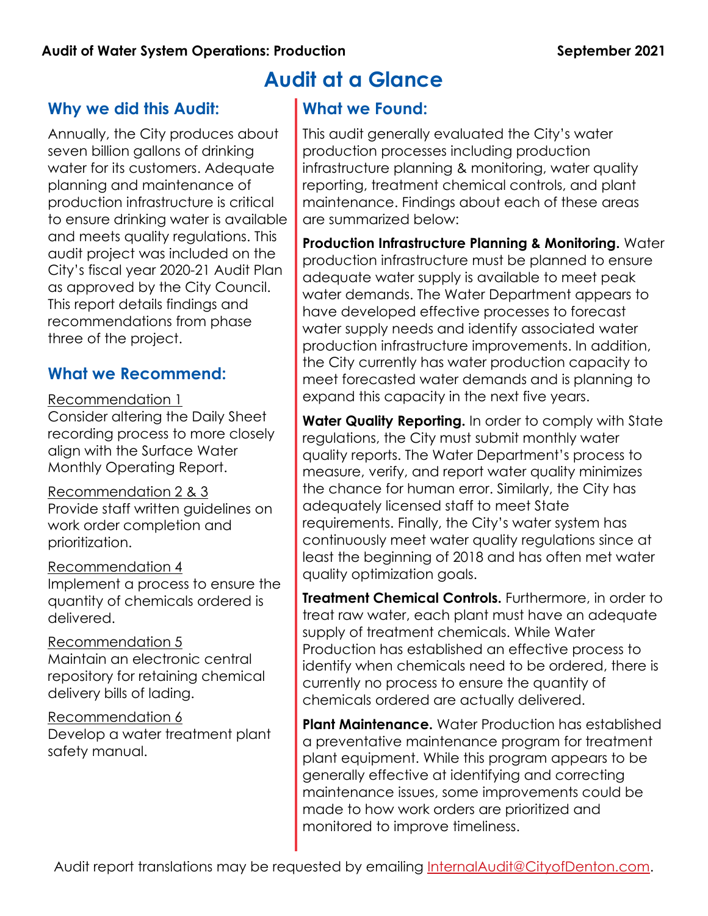**Audit of Water System Operations: Production** **September 2021**

# Audit at a Glance

## Why we did this Audit:

Annually, the City produces about seven billion gallons of drinking water for its customers. Adequate planning and maintenance of production infrastructure is critical to ensure drinking water is available and meets quality regulations. This audit project was included on the City's fiscal year 2020-21 Audit Plan as approved by the City Council. This report details findings and recommendations from phase three of the project.

## What we Recommend:

Recommendation 1
Consider altering the Daily Sheet recording process to more closely align with the Surface Water Monthly Operating Report.

Recommendation 2 & 3
Provide staff written guidelines on work order completion and prioritization.

Recommendation 4
Implement a process to ensure the quantity of chemicals ordered is delivered.

Recommendation 5
Maintain an electronic central repository for retaining chemical delivery bills of lading.

Recommendation 6
Develop a water treatment plant safety manual.

## What we Found:

This audit generally evaluated the City's water production processes including production infrastructure planning & monitoring, water quality reporting, treatment chemical controls, and plant maintenance. Findings about each of these areas are summarized below:

**Production Infrastructure Planning & Monitoring.** Water production infrastructure must be planned to ensure adequate water supply is available to meet peak water demands. The Water Department appears to have developed effective processes to forecast water supply needs and identify associated water production infrastructure improvements. In addition, the City currently has water production capacity to meet forecasted water demands and is planning to expand this capacity in the next five years.

**Water Quality Reporting.** In order to comply with State regulations, the City must submit monthly water quality reports. The Water Department's process to measure, verify, and report water quality minimizes the chance for human error. Similarly, the City has adequately licensed staff to meet State requirements. Finally, the City's water system has continuously meet water quality regulations since at least the beginning of 2018 and has often met water quality optimization goals.

**Treatment Chemical Controls.** Furthermore, in order to treat raw water, each plant must have an adequate supply of treatment chemicals. While Water Production has established an effective process to identify when chemicals need to be ordered, there is currently no process to ensure the quantity of chemicals ordered are actually delivered.

**Plant Maintenance.** Water Production has established a preventative maintenance program for treatment plant equipment. While this program appears to be generally effective at identifying and correcting maintenance issues, some improvements could be made to how work orders are prioritized and monitored to improve timeliness.

Audit report translations may be requested by emailing InternalAudit@CityofDenton.com.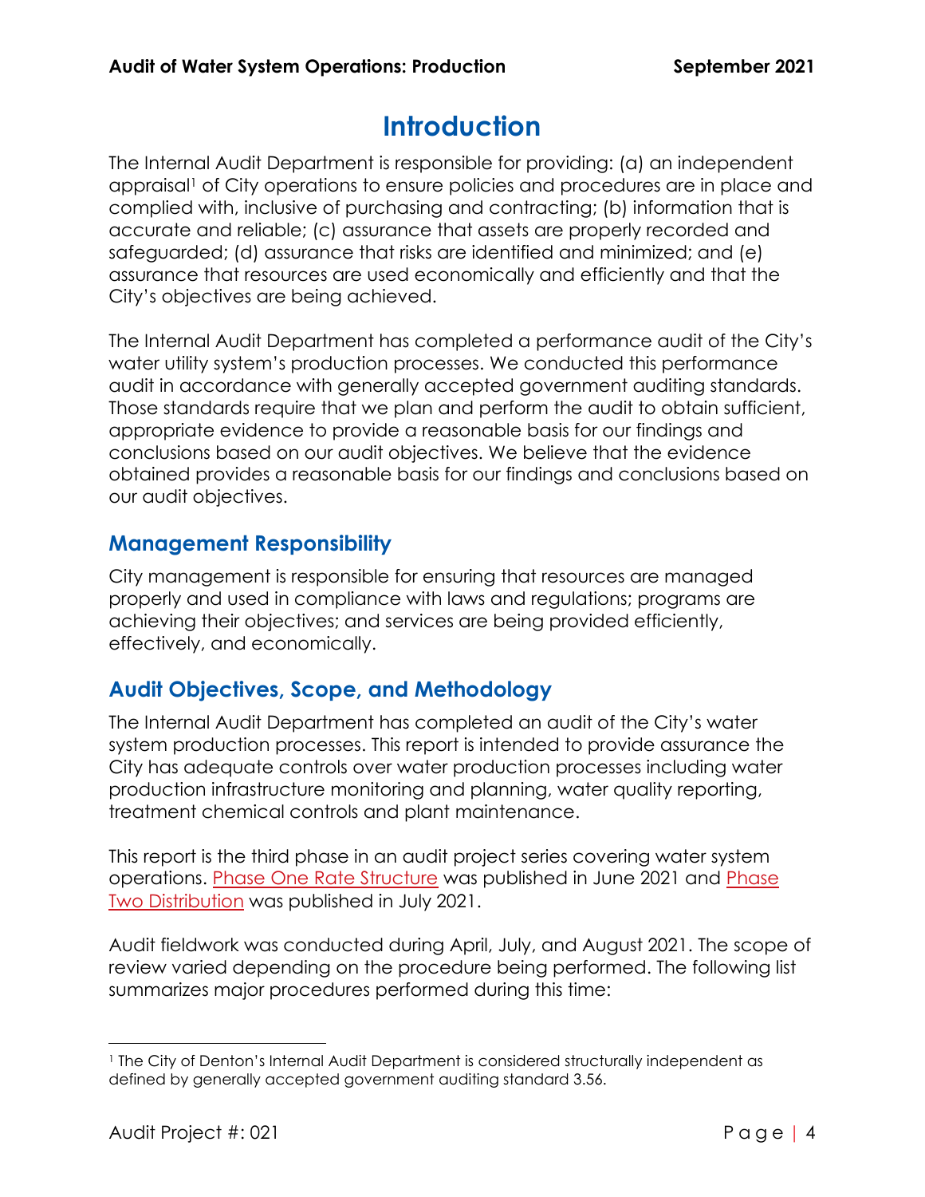# Introduction

The Internal Audit Department is responsible for providing: (a) an independent appraisal[1] of City operations to ensure policies and procedures are in place and complied with, inclusive of purchasing and contracting; (b) information that is accurate and reliable; (c) assurance that assets are properly recorded and safeguarded; (d) assurance that risks are identified and minimized; and (e) assurance that resources are used economically and efficiently and that the City's objectives are being achieved.

The Internal Audit Department has completed a performance audit of the City's water utility system's production processes. We conducted this performance audit in accordance with generally accepted government auditing standards. Those standards require that we plan and perform the audit to obtain sufficient, appropriate evidence to provide a reasonable basis for our findings and conclusions based on our audit objectives. We believe that the evidence obtained provides a reasonable basis for our findings and conclusions based on our audit objectives.

## Management Responsibility

City management is responsible for ensuring that resources are managed properly and used in compliance with laws and regulations; programs are achieving their objectives; and services are being provided efficiently, effectively, and economically.

## Audit Objectives, Scope, and Methodology

The Internal Audit Department has completed an audit of the City's water system production processes. This report is intended to provide assurance the City has adequate controls over water production processes including water production infrastructure monitoring and planning, water quality reporting, treatment chemical controls and plant maintenance.

This report is the third phase in an audit project series covering water system operations. Phase One Rate Structure was published in June 2021 and Phase Two Distribution was published in July 2021.

Audit fieldwork was conducted during April, July, and August 2021. The scope of review varied depending on the procedure being performed. The following list summarizes major procedures performed during this time:

[1] The City of Denton's Internal Audit Department is considered structurally independent as defined by generally accepted government auditing standard 3.56.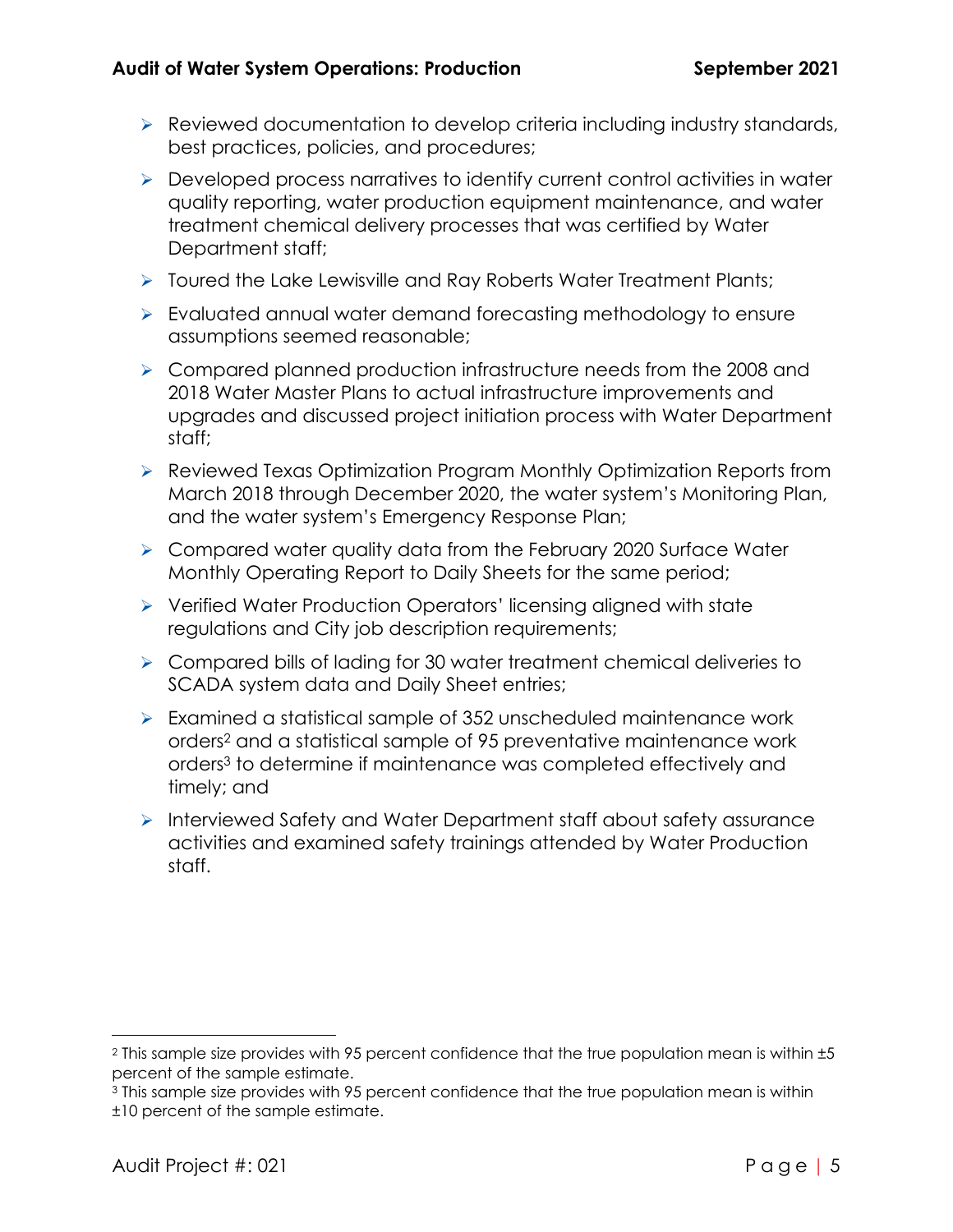- Reviewed documentation to develop criteria including industry standards, best practices, policies, and procedures;
- Developed process narratives to identify current control activities in water quality reporting, water production equipment maintenance, and water treatment chemical delivery processes that was certified by Water Department staff;
- Toured the Lake Lewisville and Ray Roberts Water Treatment Plants;
- Evaluated annual water demand forecasting methodology to ensure assumptions seemed reasonable;
- Compared planned production infrastructure needs from the 2008 and 2018 Water Master Plans to actual infrastructure improvements and upgrades and discussed project initiation process with Water Department staff;
- Reviewed Texas Optimization Program Monthly Optimization Reports from March 2018 through December 2020, the water system's Monitoring Plan, and the water system's Emergency Response Plan;
- Compared water quality data from the February 2020 Surface Water Monthly Operating Report to Daily Sheets for the same period;
- Verified Water Production Operators' licensing aligned with state regulations and City job description requirements;
- Compared bills of lading for 30 water treatment chemical deliveries to SCADA system data and Daily Sheet entries;
- Examined a statistical sample of 352 unscheduled maintenance work orders[2] and a statistical sample of 95 preventative maintenance work orders[3] to determine if maintenance was completed effectively and timely; and
- Interviewed Safety and Water Department staff about safety assurance activities and examined safety trainings attended by Water Production staff.

---

[2] This sample size provides with 95 percent confidence that the true population mean is within ±5 percent of the sample estimate.

[3] This sample size provides with 95 percent confidence that the true population mean is within ±10 percent of the sample estimate.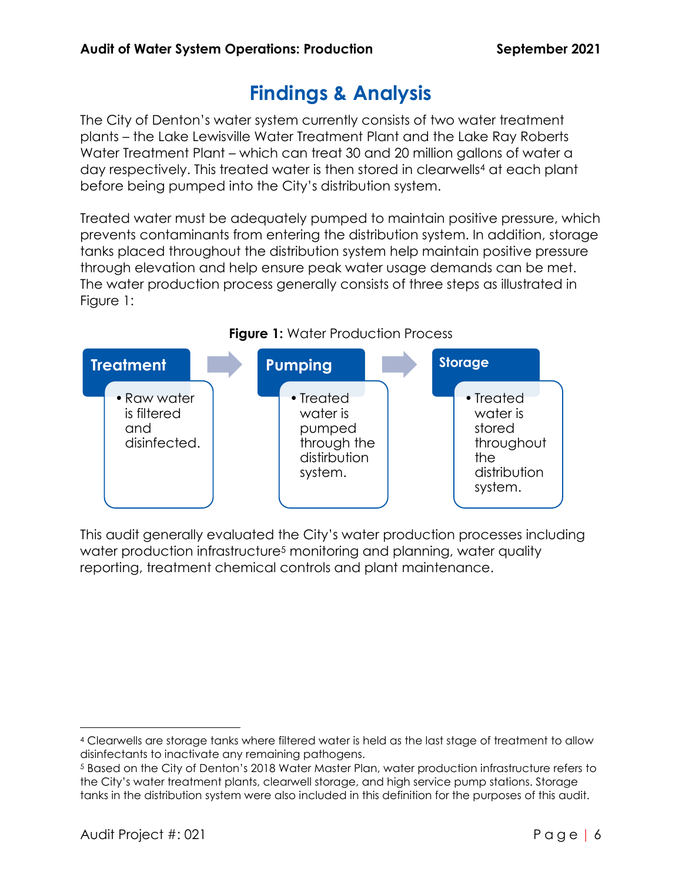# Findings & Analysis

The City of Denton's water system currently consists of two water treatment plants – the Lake Lewisville Water Treatment Plant and the Lake Ray Roberts Water Treatment Plant – which can treat 30 and 20 million gallons of water a day respectively. This treated water is then stored in clearwells[4] at each plant before being pumped into the City's distribution system.

Treated water must be adequately pumped to maintain positive pressure, which prevents contaminants from entering the distribution system. In addition, storage tanks placed throughout the distribution system help maintain positive pressure through elevation and help ensure peak water usage demands can be met. The water production process generally consists of three steps as illustrated in Figure 1:

**Figure 1:** Water Production Process

**Treatment**
- Raw water is filtered and disinfected.

**Pumping**
- Treated water is pumped through the distirbution system.

**Storage**
- Treated water is stored throughout the distribution system.

This audit generally evaluated the City's water production processes including water production infrastructure[5] monitoring and planning, water quality reporting, treatment chemical controls and plant maintenance.

---

[4] Clearwells are storage tanks where filtered water is held as the last stage of treatment to allow disinfectants to inactivate any remaining pathogens.

[5] Based on the City of Denton's 2018 Water Master Plan, water production infrastructure refers to the City's water treatment plants, clearwell storage, and high service pump stations. Storage tanks in the distribution system were also included in this definition for the purposes of this audit.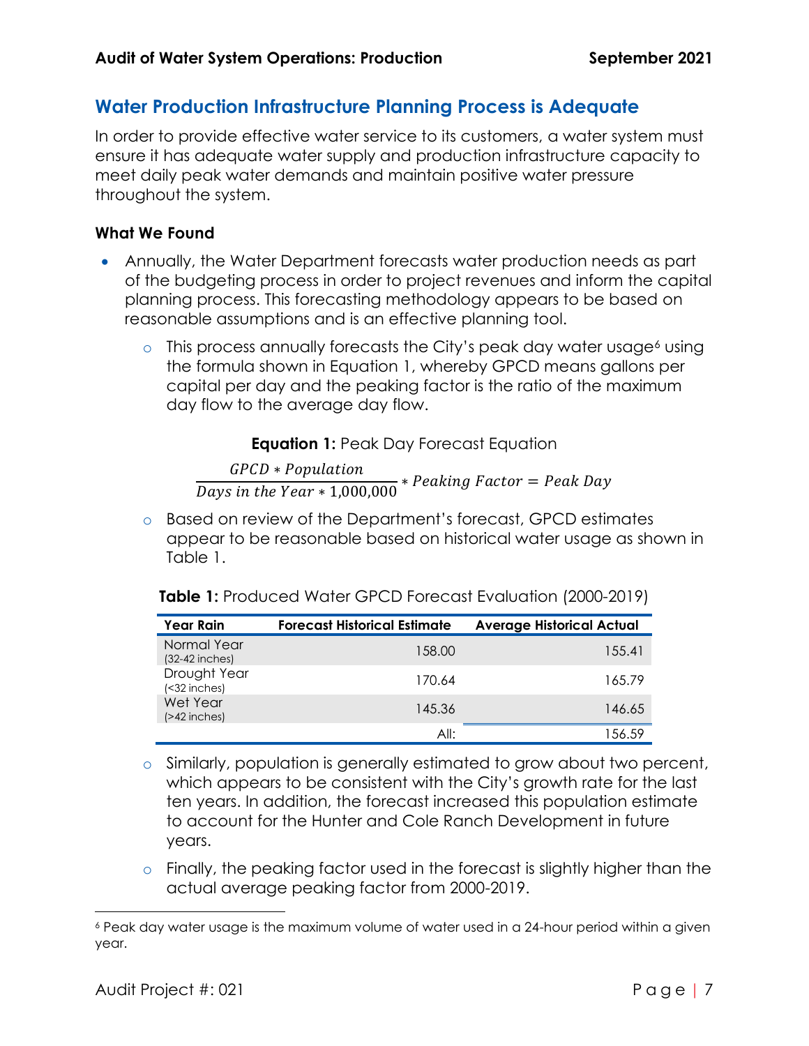## Water Production Infrastructure Planning Process is Adequate

In order to provide effective water service to its customers, a water system must ensure it has adequate water supply and production infrastructure capacity to meet daily peak water demands and maintain positive water pressure throughout the system.

### What We Found

- Annually, the Water Department forecasts water production needs as part of the budgeting process in order to project revenues and inform the capital planning process. This forecasting methodology appears to be based on reasonable assumptions and is an effective planning tool.
    - This process annually forecasts the City's peak day water usage[6] using the formula shown in Equation 1, whereby GPCD means gallons per capital per day and the peaking factor is the ratio of the maximum day flow to the average day flow.

**Equation 1:** Peak Day Forecast Equation

$$\frac{GPCD * Population}{Days\ in\ the\ Year * 1{,}000{,}000} * Peaking\ Factor = Peak\ Day$$

- 
    - Based on review of the Department's forecast, GPCD estimates appear to be reasonable based on historical water usage as shown in Table 1.

**Table 1:** Produced Water GPCD Forecast Evaluation (2000-2019)

| Year Rain | Forecast Historical Estimate | Average Historical Actual |
|---|---|---|
| Normal Year (32-42 inches) | 158.00 | 155.41 |
| Drought Year (<32 inches) | 170.64 | 165.79 |
| Wet Year (>42 inches) | 145.36 | 146.65 |
| | All: | 156.59 |

- 
    - Similarly, population is generally estimated to grow about two percent, which appears to be consistent with the City's growth rate for the last ten years. In addition, the forecast increased this population estimate to account for the Hunter and Cole Ranch Development in future years.
    - Finally, the peaking factor used in the forecast is slightly higher than the actual average peaking factor from 2000-2019.

[6] Peak day water usage is the maximum volume of water used in a 24-hour period within a given year.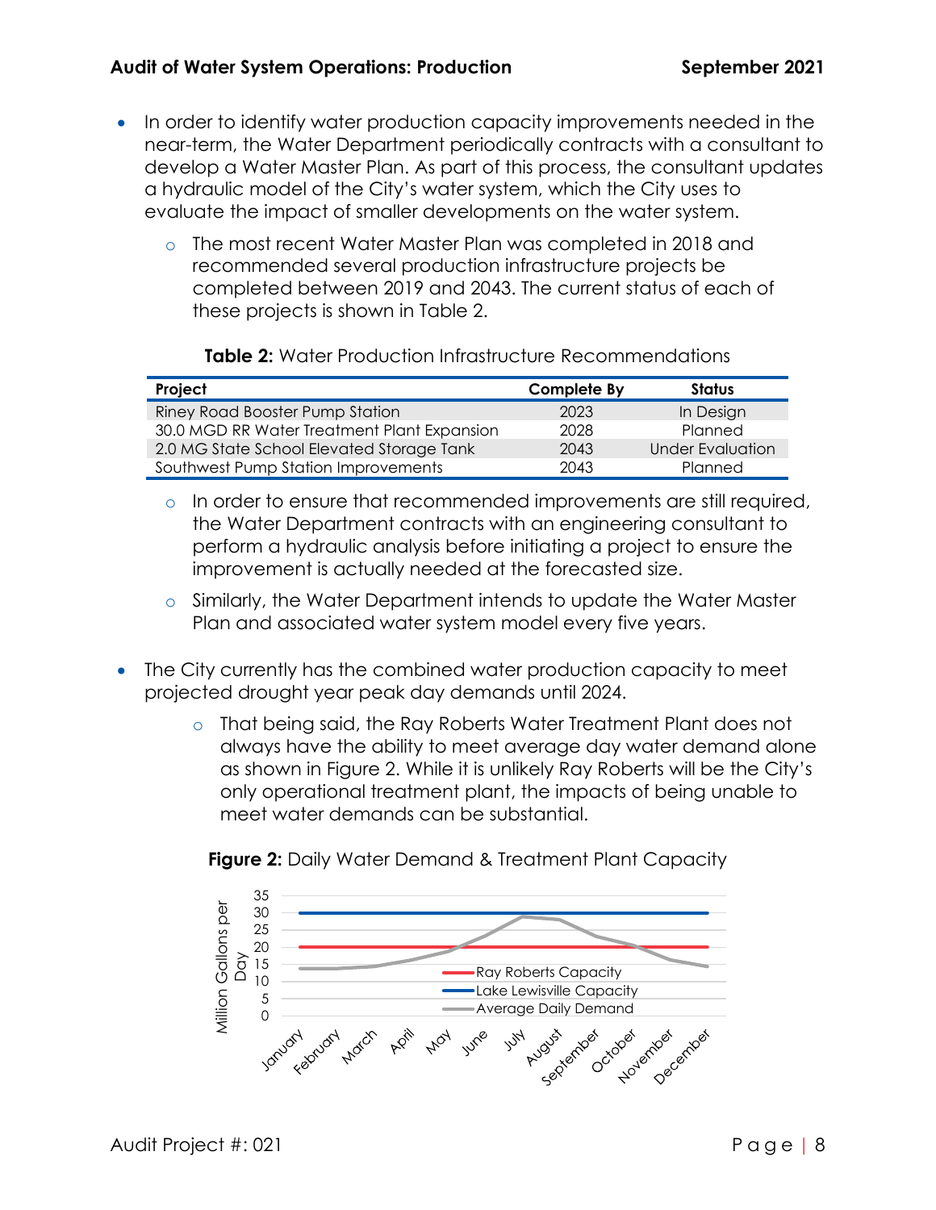- In order to identify water production capacity improvements needed in the near-term, the Water Department periodically contracts with a consultant to develop a Water Master Plan. As part of this process, the consultant updates a hydraulic model of the City's water system, which the City uses to evaluate the impact of smaller developments on the water system.
  - The most recent Water Master Plan was completed in 2018 and recommended several production infrastructure projects be completed between 2019 and 2043. The current status of each of these projects is shown in Table 2.

**Table 2:** Water Production Infrastructure Recommendations

| Project | Complete By | Status |
| --- | --- | --- |
| Riney Road Booster Pump Station | 2023 | In Design |
| 30.0 MGD RR Water Treatment Plant Expansion | 2028 | Planned |
| 2.0 MG State School Elevated Storage Tank | 2043 | Under Evaluation |
| Southwest Pump Station Improvements | 2043 | Planned |

  - In order to ensure that recommended improvements are still required, the Water Department contracts with an engineering consultant to perform a hydraulic analysis before initiating a project to ensure the improvement is actually needed at the forecasted size.
  - Similarly, the Water Department intends to update the Water Master Plan and associated water system model every five years.

- The City currently has the combined water production capacity to meet projected drought year peak day demands until 2024.
  - That being said, the Ray Roberts Water Treatment Plant does not always have the ability to meet average day water demand alone as shown in Figure 2. While it is unlikely Ray Roberts will be the City's only operational treatment plant, the impacts of being unable to meet water demands can be substantial.

**Figure 2:** Daily Water Demand & Treatment Plant Capacity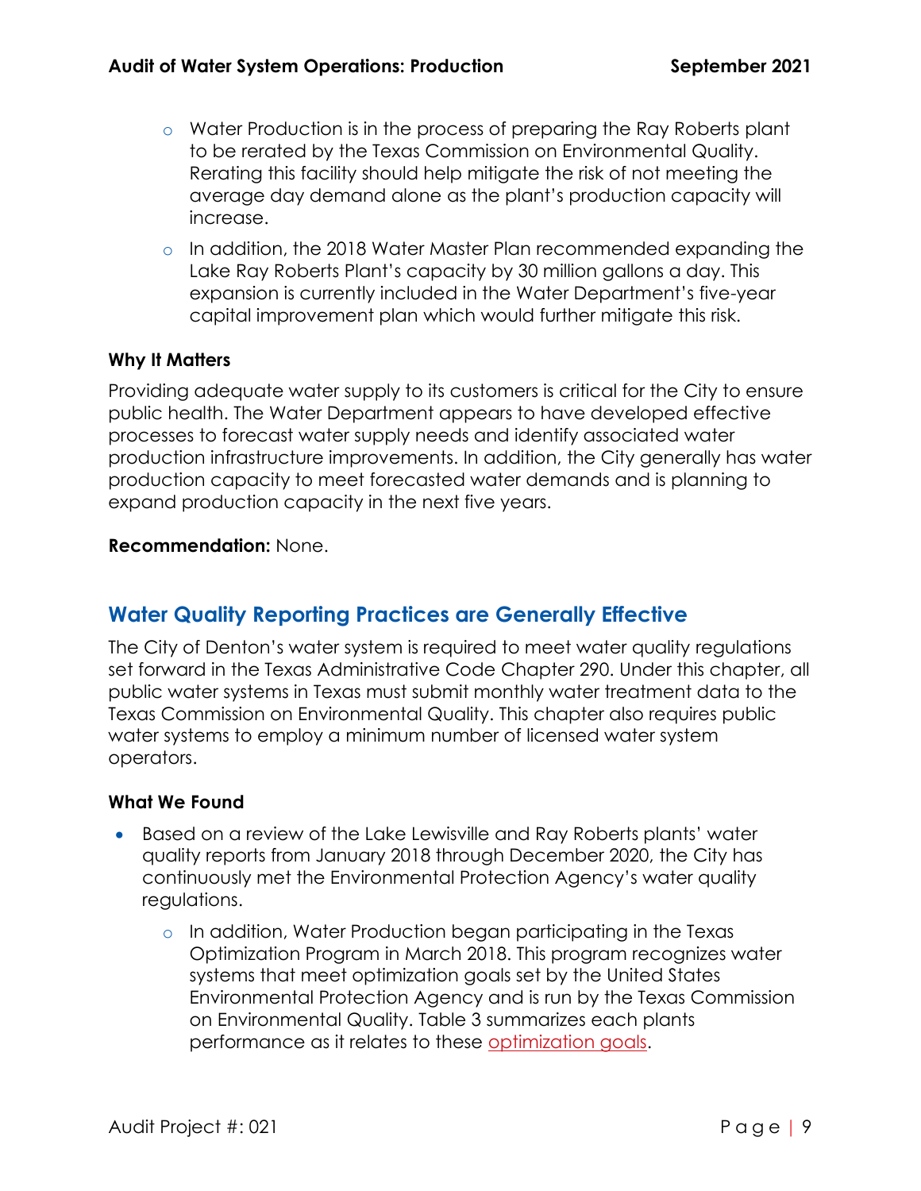- Water Production is in the process of preparing the Ray Roberts plant to be rerated by the Texas Commission on Environmental Quality. Rerating this facility should help mitigate the risk of not meeting the average day demand alone as the plant's production capacity will increase.
  - In addition, the 2018 Water Master Plan recommended expanding the Lake Ray Roberts Plant's capacity by 30 million gallons a day. This expansion is currently included in the Water Department's five-year capital improvement plan which would further mitigate this risk.

**Why It Matters**

Providing adequate water supply to its customers is critical for the City to ensure public health. The Water Department appears to have developed effective processes to forecast water supply needs and identify associated water production infrastructure improvements. In addition, the City generally has water production capacity to meet forecasted water demands and is planning to expand production capacity in the next five years.

**Recommendation:** None.

## Water Quality Reporting Practices are Generally Effective

The City of Denton's water system is required to meet water quality regulations set forward in the Texas Administrative Code Chapter 290. Under this chapter, all public water systems in Texas must submit monthly water treatment data to the Texas Commission on Environmental Quality. This chapter also requires public water systems to employ a minimum number of licensed water system operators.

**What We Found**

- Based on a review of the Lake Lewisville and Ray Roberts plants' water quality reports from January 2018 through December 2020, the City has continuously met the Environmental Protection Agency's water quality regulations.
  - In addition, Water Production began participating in the Texas Optimization Program in March 2018. This program recognizes water systems that meet optimization goals set by the United States Environmental Protection Agency and is run by the Texas Commission on Environmental Quality. Table 3 summarizes each plants performance as it relates to these optimization goals.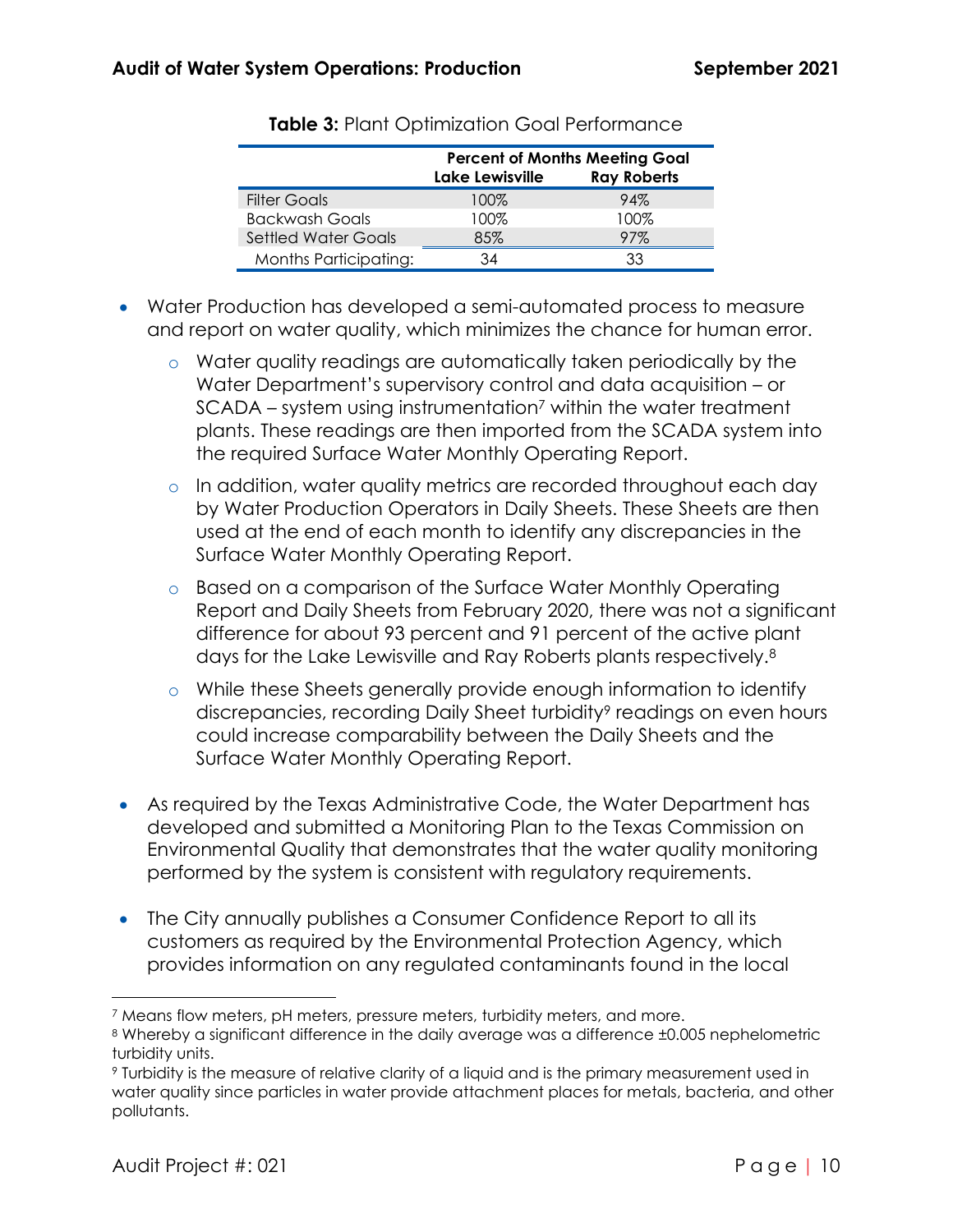**Table 3:** Plant Optimization Goal Performance

| | Percent of Months Meeting Goal | |
|---|---|---|
| | Lake Lewisville | Ray Roberts |
| Filter Goals | 100% | 94% |
| Backwash Goals | 100% | 100% |
| Settled Water Goals | 85% | 97% |
| Months Participating: | 34 | 33 |

- Water Production has developed a semi-automated process to measure and report on water quality, which minimizes the chance for human error.
    - Water quality readings are automatically taken periodically by the Water Department's supervisory control and data acquisition – or SCADA – system using instrumentation[7] within the water treatment plants. These readings are then imported from the SCADA system into the required Surface Water Monthly Operating Report.
    - In addition, water quality metrics are recorded throughout each day by Water Production Operators in Daily Sheets. These Sheets are then used at the end of each month to identify any discrepancies in the Surface Water Monthly Operating Report.
    - Based on a comparison of the Surface Water Monthly Operating Report and Daily Sheets from February 2020, there was not a significant difference for about 93 percent and 91 percent of the active plant days for the Lake Lewisville and Ray Roberts plants respectively.[8]
    - While these Sheets generally provide enough information to identify discrepancies, recording Daily Sheet turbidity[9] readings on even hours could increase comparability between the Daily Sheets and the Surface Water Monthly Operating Report.
- As required by the Texas Administrative Code, the Water Department has developed and submitted a Monitoring Plan to the Texas Commission on Environmental Quality that demonstrates that the water quality monitoring performed by the system is consistent with regulatory requirements.
- The City annually publishes a Consumer Confidence Report to all its customers as required by the Environmental Protection Agency, which provides information on any regulated contaminants found in the local

---

[7] Means flow meters, pH meters, pressure meters, turbidity meters, and more.

[8] Whereby a significant difference in the daily average was a difference ±0.005 nephelometric turbidity units.

[9] Turbidity is the measure of relative clarity of a liquid and is the primary measurement used in water quality since particles in water provide attachment places for metals, bacteria, and other pollutants.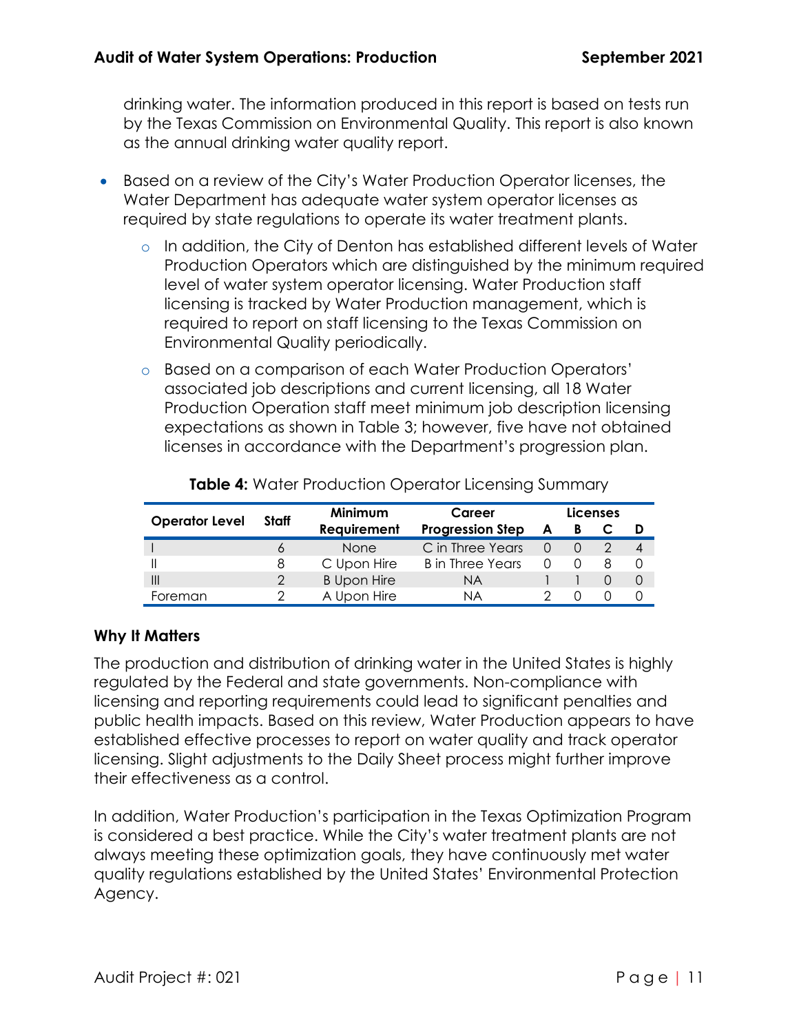drinking water. The information produced in this report is based on tests run by the Texas Commission on Environmental Quality. This report is also known as the annual drinking water quality report.

- Based on a review of the City's Water Production Operator licenses, the Water Department has adequate water system operator licenses as required by state regulations to operate its water treatment plants.
  - In addition, the City of Denton has established different levels of Water Production Operators which are distinguished by the minimum required level of water system operator licensing. Water Production staff licensing is tracked by Water Production management, which is required to report on staff licensing to the Texas Commission on Environmental Quality periodically.
  - Based on a comparison of each Water Production Operators' associated job descriptions and current licensing, all 18 Water Production Operation staff meet minimum job description licensing expectations as shown in Table 3; however, five have not obtained licenses in accordance with the Department's progression plan.

**Table 4:** Water Production Operator Licensing Summary

| Operator Level | Staff | Minimum Requirement | Career Progression Step | Licenses | | | |
|---|---|---|---|---|---|---|---|
| | | | | A | B | C | D |
| I | 6 | None | C in Three Years | 0 | 0 | 2 | 4 |
| II | 8 | C Upon Hire | B in Three Years | 0 | 0 | 8 | 0 |
| III | 2 | B Upon Hire | NA | 1 | 1 | 0 | 0 |
| Foreman | 2 | A Upon Hire | NA | 2 | 0 | 0 | 0 |

### Why It Matters

The production and distribution of drinking water in the United States is highly regulated by the Federal and state governments. Non-compliance with licensing and reporting requirements could lead to significant penalties and public health impacts. Based on this review, Water Production appears to have established effective processes to report on water quality and track operator licensing. Slight adjustments to the Daily Sheet process might further improve their effectiveness as a control.

In addition, Water Production's participation in the Texas Optimization Program is considered a best practice. While the City's water treatment plants are not always meeting these optimization goals, they have continuously met water quality regulations established by the United States' Environmental Protection Agency.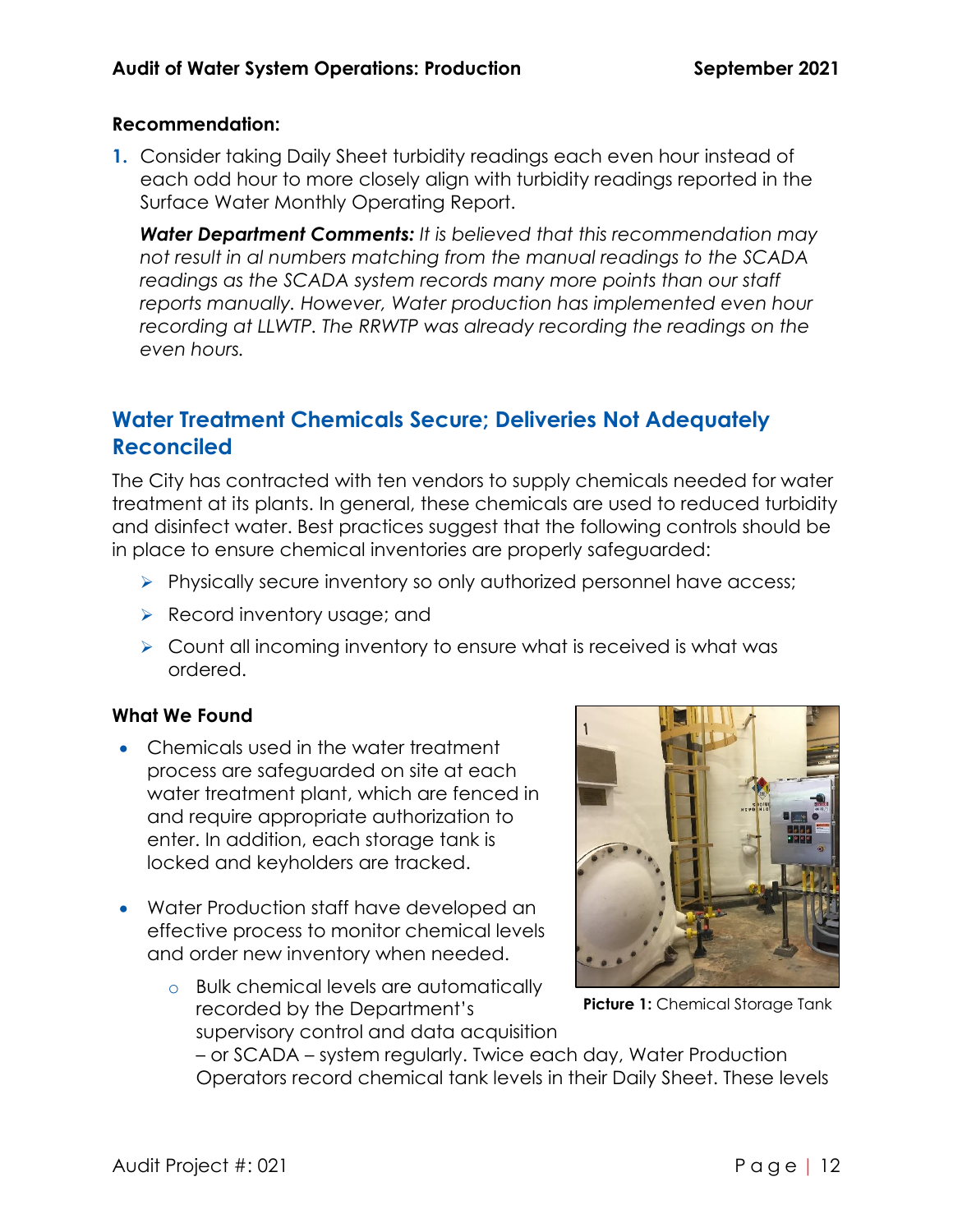**Recommendation:**

1. Consider taking Daily Sheet turbidity readings each even hour instead of each odd hour to more closely align with turbidity readings reported in the Surface Water Monthly Operating Report.

   ***Water Department Comments:*** *It is believed that this recommendation may not result in al numbers matching from the manual readings to the SCADA readings as the SCADA system records many more points than our staff reports manually. However, Water production has implemented even hour recording at LLWTP. The RRWTP was already recording the readings on the even hours.*

## Water Treatment Chemicals Secure; Deliveries Not Adequately Reconciled

The City has contracted with ten vendors to supply chemicals needed for water treatment at its plants. In general, these chemicals are used to reduced turbidity and disinfect water. Best practices suggest that the following controls should be in place to ensure chemical inventories are properly safeguarded:

- Physically secure inventory so only authorized personnel have access;
- Record inventory usage; and
- Count all incoming inventory to ensure what is received is what was ordered.

### What We Found

- Chemicals used in the water treatment process are safeguarded on site at each water treatment plant, which are fenced in and require appropriate authorization to enter. In addition, each storage tank is locked and keyholders are tracked.
- Water Production staff have developed an effective process to monitor chemical levels and order new inventory when needed.
  - Bulk chemical levels are automatically recorded by the Department's supervisory control and data acquisition – or SCADA – system regularly. Twice each day, Water Production Operators record chemical tank levels in their Daily Sheet. These levels

**Picture 1:** Chemical Storage Tank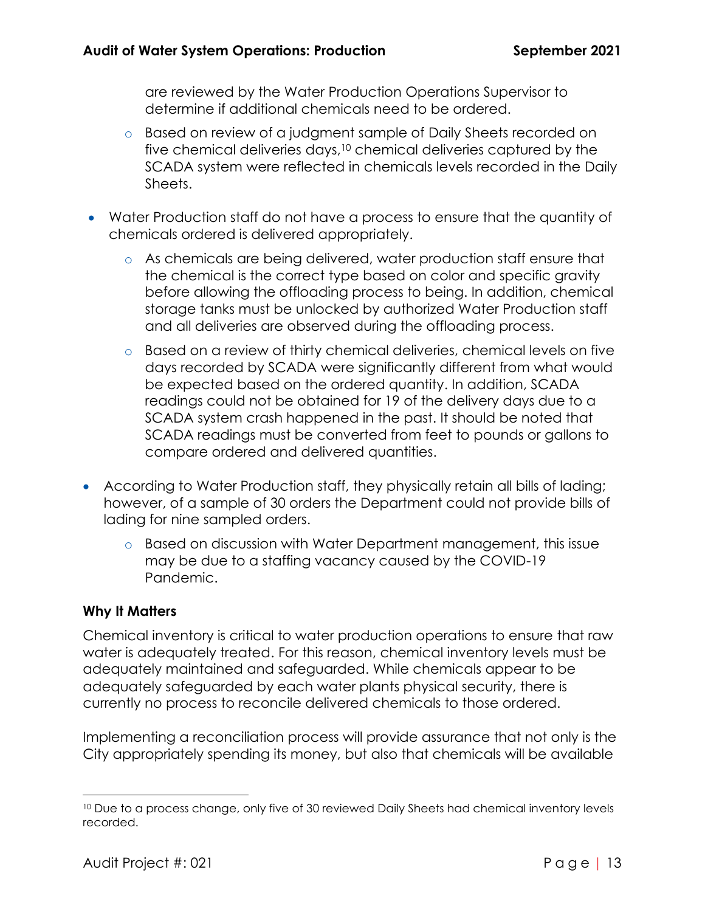are reviewed by the Water Production Operations Supervisor to determine if additional chemicals need to be ordered.

  - Based on review of a judgment sample of Daily Sheets recorded on five chemical deliveries days,[10] chemical deliveries captured by the SCADA system were reflected in chemicals levels recorded in the Daily Sheets.

- Water Production staff do not have a process to ensure that the quantity of chemicals ordered is delivered appropriately.
  - As chemicals are being delivered, water production staff ensure that the chemical is the correct type based on color and specific gravity before allowing the offloading process to being. In addition, chemical storage tanks must be unlocked by authorized Water Production staff and all deliveries are observed during the offloading process.
  - Based on a review of thirty chemical deliveries, chemical levels on five days recorded by SCADA were significantly different from what would be expected based on the ordered quantity. In addition, SCADA readings could not be obtained for 19 of the delivery days due to a SCADA system crash happened in the past. It should be noted that SCADA readings must be converted from feet to pounds or gallons to compare ordered and delivered quantities.

- According to Water Production staff, they physically retain all bills of lading; however, of a sample of 30 orders the Department could not provide bills of lading for nine sampled orders.
  - Based on discussion with Water Department management, this issue may be due to a staffing vacancy caused by the COVID-19 Pandemic.

### Why It Matters

Chemical inventory is critical to water production operations to ensure that raw water is adequately treated. For this reason, chemical inventory levels must be adequately maintained and safeguarded. While chemicals appear to be adequately safeguarded by each water plants physical security, there is currently no process to reconcile delivered chemicals to those ordered.

Implementing a reconciliation process will provide assurance that not only is the City appropriately spending its money, but also that chemicals will be available

---

[10] Due to a process change, only five of 30 reviewed Daily Sheets had chemical inventory levels recorded.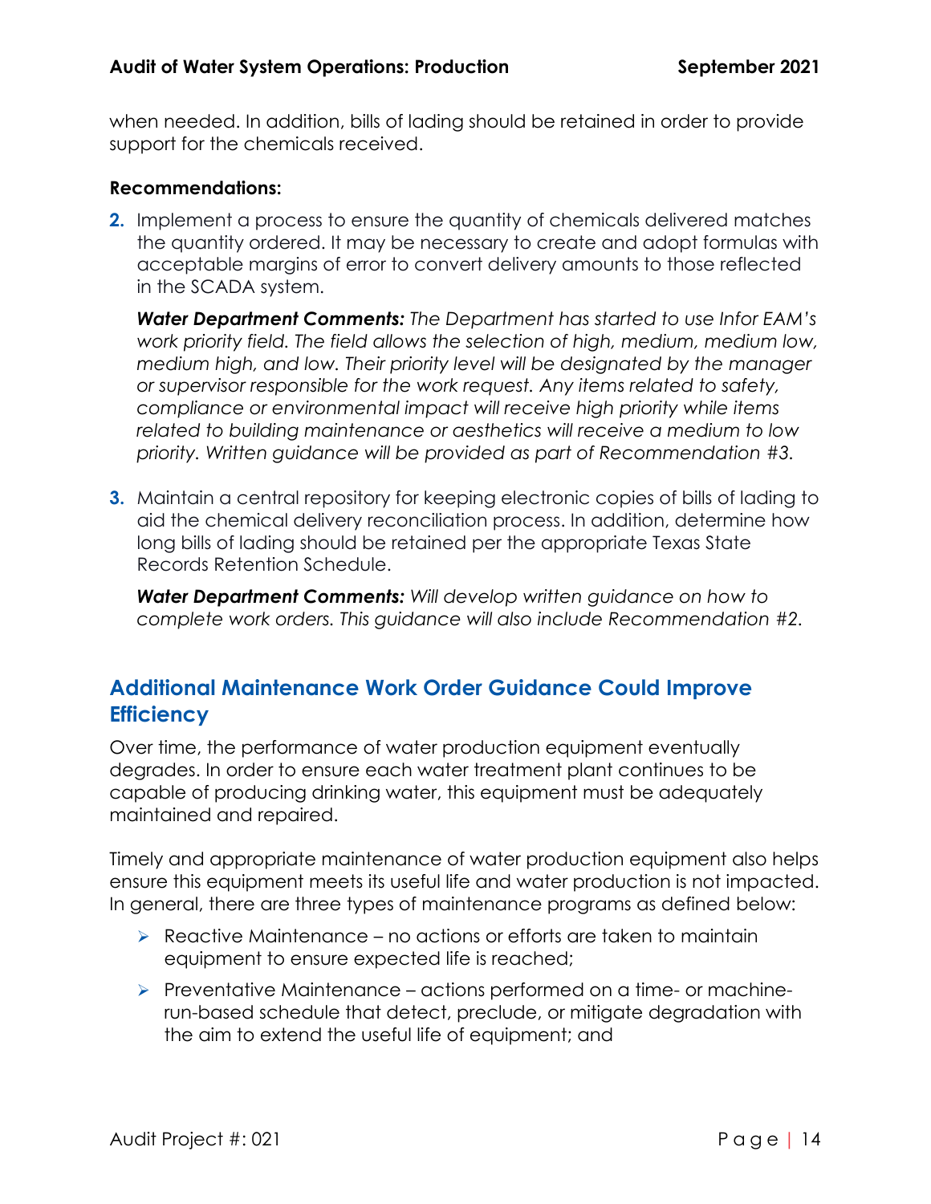when needed. In addition, bills of lading should be retained in order to provide support for the chemicals received.

**Recommendations:**

2. Implement a process to ensure the quantity of chemicals delivered matches the quantity ordered. It may be necessary to create and adopt formulas with acceptable margins of error to convert delivery amounts to those reflected in the SCADA system.

   ***Water Department Comments:*** *The Department has started to use Infor EAM's work priority field. The field allows the selection of high, medium, medium low, medium high, and low. Their priority level will be designated by the manager or supervisor responsible for the work request. Any items related to safety, compliance or environmental impact will receive high priority while items related to building maintenance or aesthetics will receive a medium to low priority. Written guidance will be provided as part of Recommendation #3.*

3. Maintain a central repository for keeping electronic copies of bills of lading to aid the chemical delivery reconciliation process. In addition, determine how long bills of lading should be retained per the appropriate Texas State Records Retention Schedule.

   ***Water Department Comments:*** *Will develop written guidance on how to complete work orders. This guidance will also include Recommendation #2.*

## Additional Maintenance Work Order Guidance Could Improve Efficiency

Over time, the performance of water production equipment eventually degrades. In order to ensure each water treatment plant continues to be capable of producing drinking water, this equipment must be adequately maintained and repaired.

Timely and appropriate maintenance of water production equipment also helps ensure this equipment meets its useful life and water production is not impacted. In general, there are three types of maintenance programs as defined below:

- Reactive Maintenance – no actions or efforts are taken to maintain equipment to ensure expected life is reached;
- Preventative Maintenance – actions performed on a time- or machine-run-based schedule that detect, preclude, or mitigate degradation with the aim to extend the useful life of equipment; and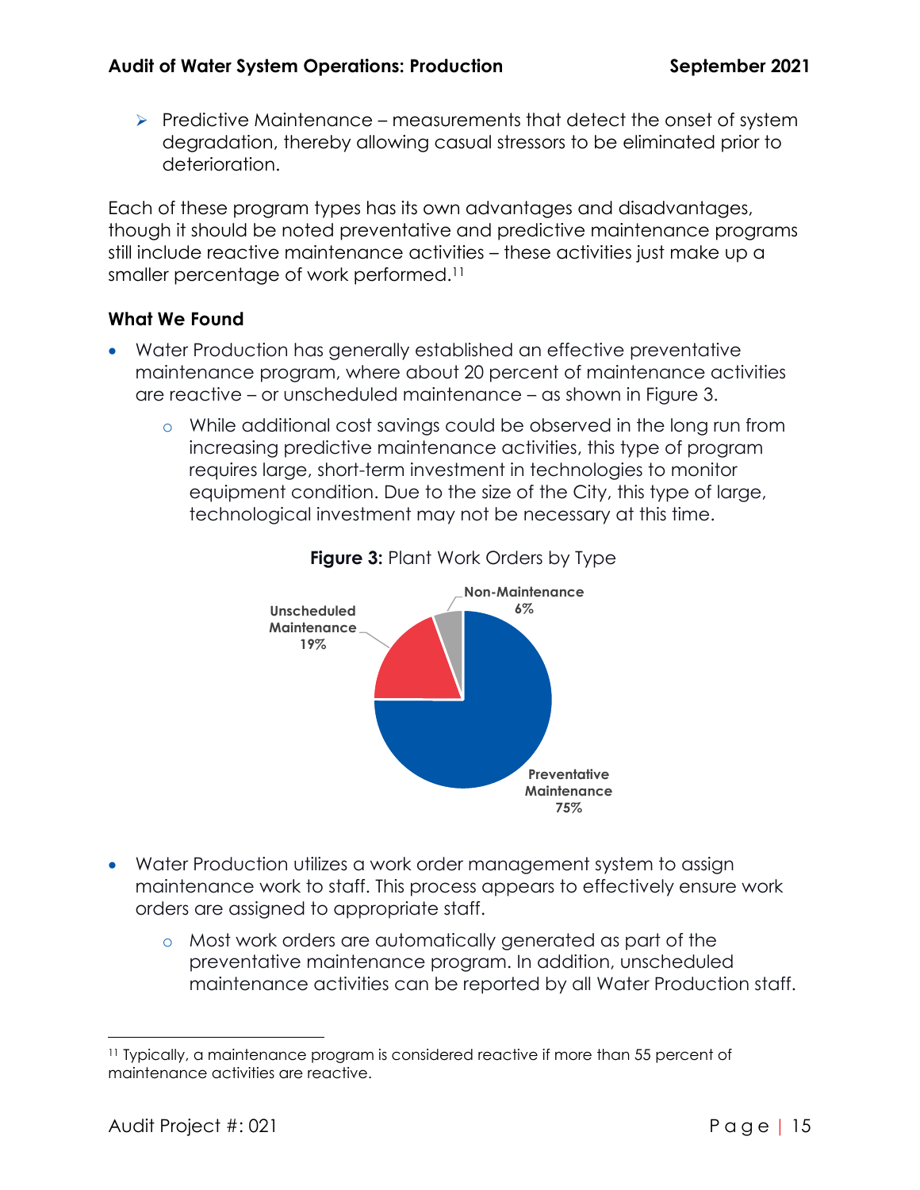- Predictive Maintenance – measurements that detect the onset of system degradation, thereby allowing casual stressors to be eliminated prior to deterioration.

Each of these program types has its own advantages and disadvantages, though it should be noted preventative and predictive maintenance programs still include reactive maintenance activities – these activities just make up a smaller percentage of work performed.[11]

### What We Found

- Water Production has generally established an effective preventative maintenance program, where about 20 percent of maintenance activities are reactive – or unscheduled maintenance – as shown in Figure 3.
  - While additional cost savings could be observed in the long run from increasing predictive maintenance activities, this type of program requires large, short-term investment in technologies to monitor equipment condition. Due to the size of the City, this type of large, technological investment may not be necessary at this time.

**Figure 3:** Plant Work Orders by Type

| Type | Percent |
|---|---|
| Preventative Maintenance | 75% |
| Unscheduled Maintenance | 19% |
| Non-Maintenance | 6% |

- Water Production utilizes a work order management system to assign maintenance work to staff. This process appears to effectively ensure work orders are assigned to appropriate staff.
  - Most work orders are automatically generated as part of the preventative maintenance program. In addition, unscheduled maintenance activities can be reported by all Water Production staff.

[11] Typically, a maintenance program is considered reactive if more than 55 percent of maintenance activities are reactive.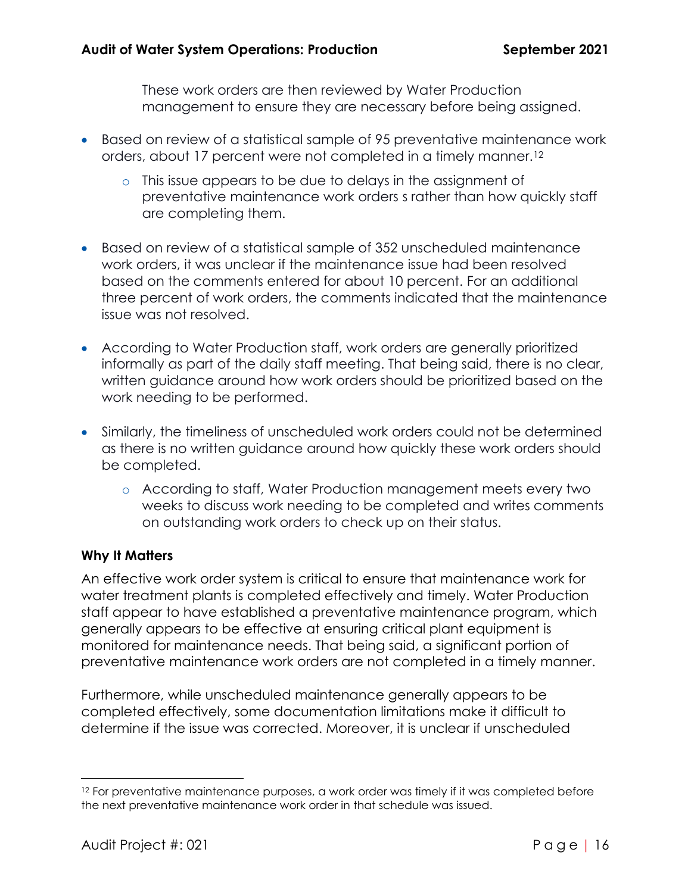These work orders are then reviewed by Water Production management to ensure they are necessary before being assigned.

- Based on review of a statistical sample of 95 preventative maintenance work orders, about 17 percent were not completed in a timely manner.[12]
  - This issue appears to be due to delays in the assignment of preventative maintenance work orders s rather than how quickly staff are completing them.
- Based on review of a statistical sample of 352 unscheduled maintenance work orders, it was unclear if the maintenance issue had been resolved based on the comments entered for about 10 percent. For an additional three percent of work orders, the comments indicated that the maintenance issue was not resolved.
- According to Water Production staff, work orders are generally prioritized informally as part of the daily staff meeting. That being said, there is no clear, written guidance around how work orders should be prioritized based on the work needing to be performed.
- Similarly, the timeliness of unscheduled work orders could not be determined as there is no written guidance around how quickly these work orders should be completed.
  - According to staff, Water Production management meets every two weeks to discuss work needing to be completed and writes comments on outstanding work orders to check up on their status.

### Why It Matters

An effective work order system is critical to ensure that maintenance work for water treatment plants is completed effectively and timely. Water Production staff appear to have established a preventative maintenance program, which generally appears to be effective at ensuring critical plant equipment is monitored for maintenance needs. That being said, a significant portion of preventative maintenance work orders are not completed in a timely manner.

Furthermore, while unscheduled maintenance generally appears to be completed effectively, some documentation limitations make it difficult to determine if the issue was corrected. Moreover, it is unclear if unscheduled

[12] For preventative maintenance purposes, a work order was timely if it was completed before the next preventative maintenance work order in that schedule was issued.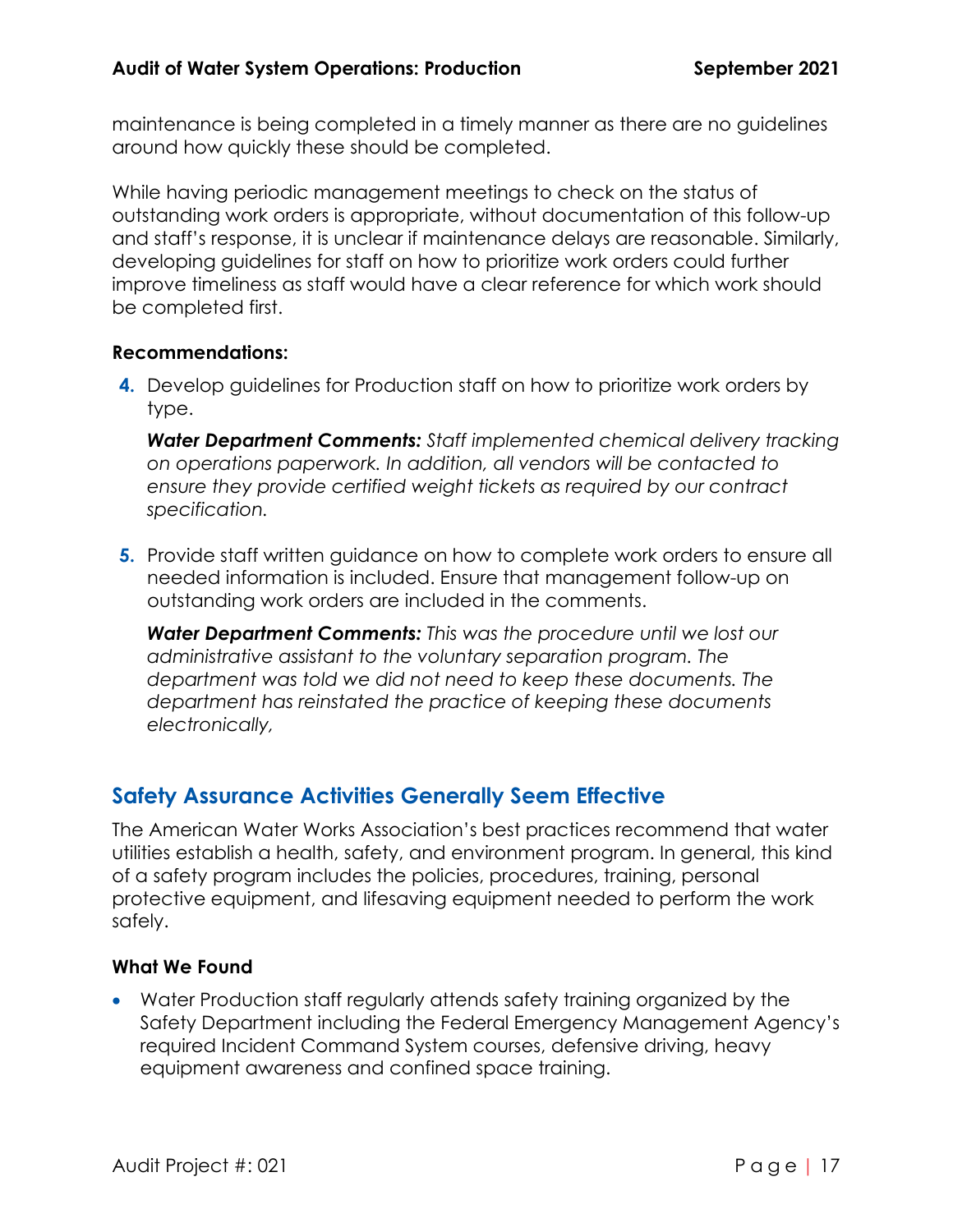maintenance is being completed in a timely manner as there are no guidelines around how quickly these should be completed.

While having periodic management meetings to check on the status of outstanding work orders is appropriate, without documentation of this follow-up and staff's response, it is unclear if maintenance delays are reasonable. Similarly, developing guidelines for staff on how to prioritize work orders could further improve timeliness as staff would have a clear reference for which work should be completed first.

**Recommendations:**

4. Develop guidelines for Production staff on how to prioritize work orders by type.

   ***Water Department Comments:*** *Staff implemented chemical delivery tracking on operations paperwork. In addition, all vendors will be contacted to ensure they provide certified weight tickets as required by our contract specification.*

5. Provide staff written guidance on how to complete work orders to ensure all needed information is included. Ensure that management follow-up on outstanding work orders are included in the comments.

   ***Water Department Comments:*** *This was the procedure until we lost our administrative assistant to the voluntary separation program. The department was told we did not need to keep these documents. The department has reinstated the practice of keeping these documents electronically,*

## Safety Assurance Activities Generally Seem Effective

The American Water Works Association's best practices recommend that water utilities establish a health, safety, and environment program. In general, this kind of a safety program includes the policies, procedures, training, personal protective equipment, and lifesaving equipment needed to perform the work safely.

**What We Found**

- Water Production staff regularly attends safety training organized by the Safety Department including the Federal Emergency Management Agency's required Incident Command System courses, defensive driving, heavy equipment awareness and confined space training.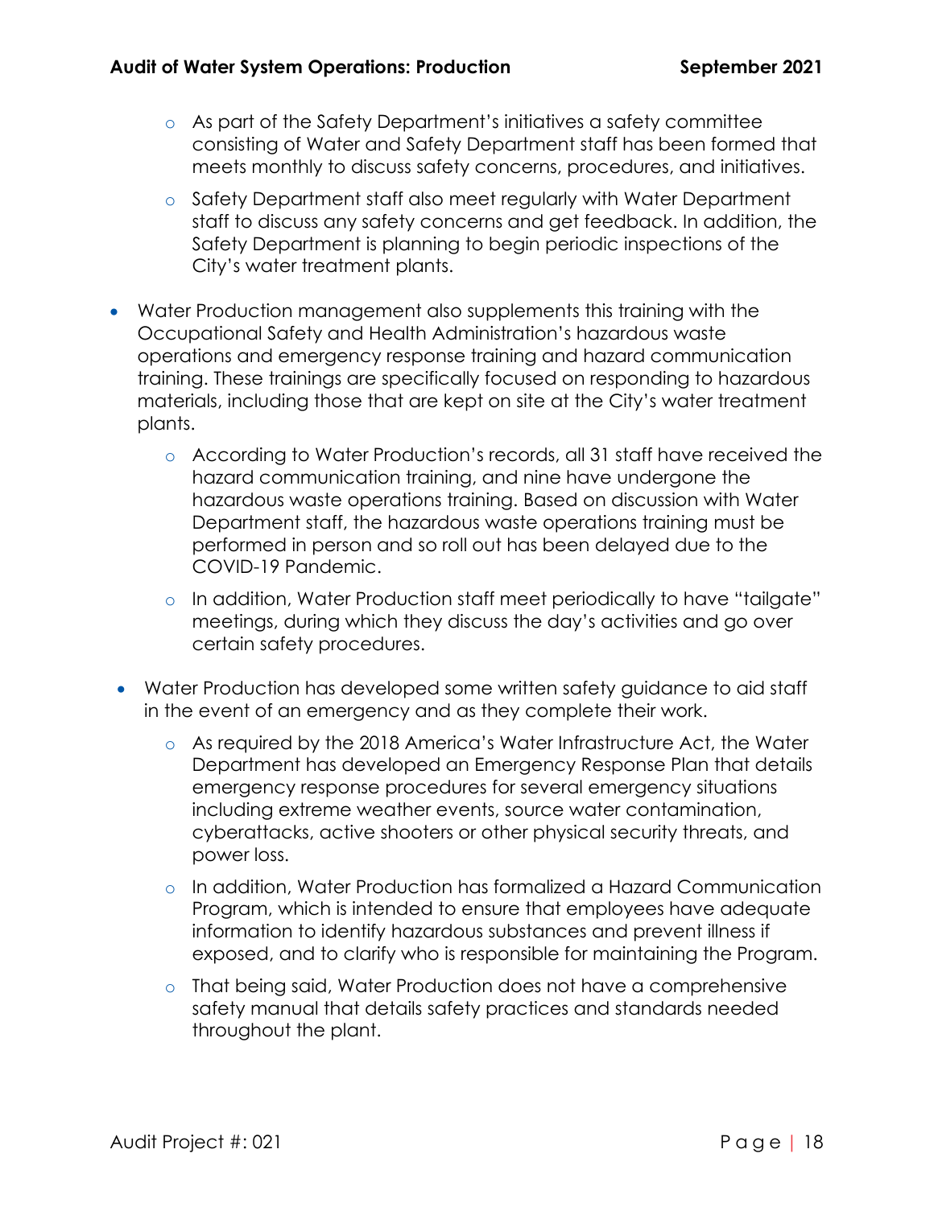- As part of the Safety Department's initiatives a safety committee consisting of Water and Safety Department staff has been formed that meets monthly to discuss safety concerns, procedures, and initiatives.
  - Safety Department staff also meet regularly with Water Department staff to discuss any safety concerns and get feedback. In addition, the Safety Department is planning to begin periodic inspections of the City's water treatment plants.

- Water Production management also supplements this training with the Occupational Safety and Health Administration's hazardous waste operations and emergency response training and hazard communication training. These trainings are specifically focused on responding to hazardous materials, including those that are kept on site at the City's water treatment plants.
  - According to Water Production's records, all 31 staff have received the hazard communication training, and nine have undergone the hazardous waste operations training. Based on discussion with Water Department staff, the hazardous waste operations training must be performed in person and so roll out has been delayed due to the COVID-19 Pandemic.
  - In addition, Water Production staff meet periodically to have "tailgate" meetings, during which they discuss the day's activities and go over certain safety procedures.

- Water Production has developed some written safety guidance to aid staff in the event of an emergency and as they complete their work.
  - As required by the 2018 America's Water Infrastructure Act, the Water Department has developed an Emergency Response Plan that details emergency response procedures for several emergency situations including extreme weather events, source water contamination, cyberattacks, active shooters or other physical security threats, and power loss.
  - In addition, Water Production has formalized a Hazard Communication Program, which is intended to ensure that employees have adequate information to identify hazardous substances and prevent illness if exposed, and to clarify who is responsible for maintaining the Program.
  - That being said, Water Production does not have a comprehensive safety manual that details safety practices and standards needed throughout the plant.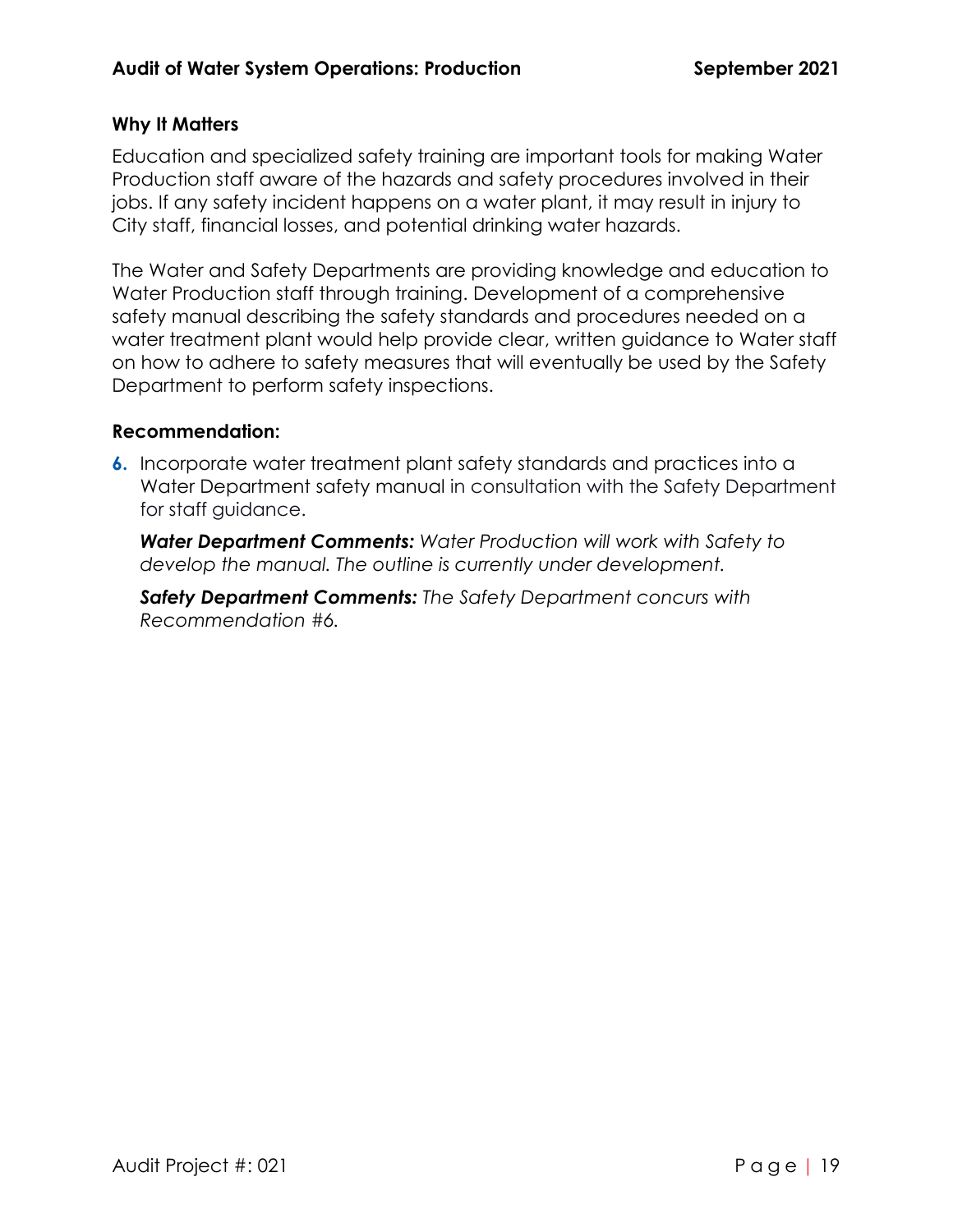### Why It Matters

Education and specialized safety training are important tools for making Water Production staff aware of the hazards and safety procedures involved in their jobs. If any safety incident happens on a water plant, it may result in injury to City staff, financial losses, and potential drinking water hazards.

The Water and Safety Departments are providing knowledge and education to Water Production staff through training. Development of a comprehensive safety manual describing the safety standards and procedures needed on a water treatment plant would help provide clear, written guidance to Water staff on how to adhere to safety measures that will eventually be used by the Safety Department to perform safety inspections.

### Recommendation:

6. Incorporate water treatment plant safety standards and practices into a Water Department safety manual in consultation with the Safety Department for staff guidance.

   ***Water Department Comments:*** *Water Production will work with Safety to develop the manual. The outline is currently under development.*

   ***Safety Department Comments:*** *The Safety Department concurs with Recommendation #6.*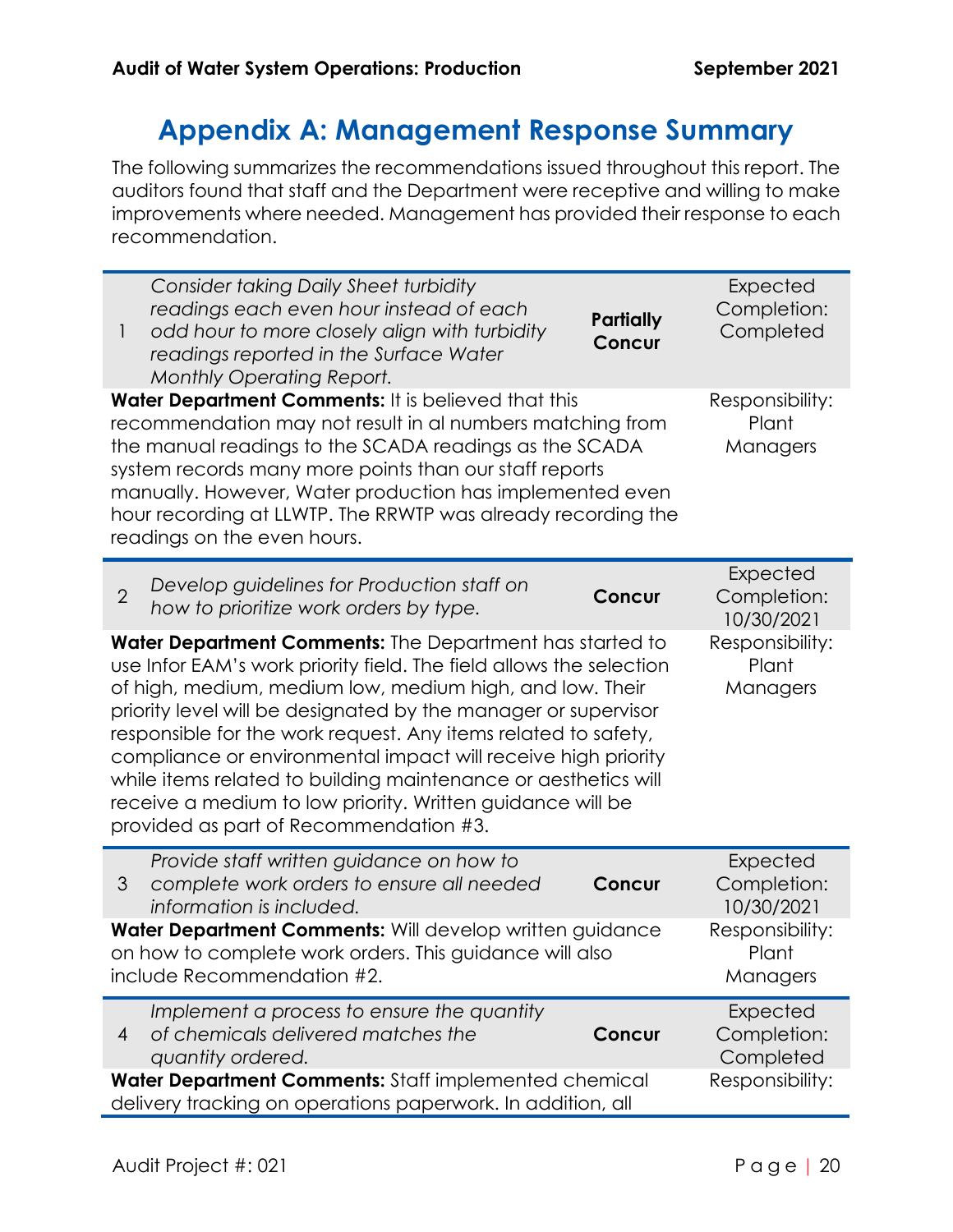# Appendix A: Management Response Summary

The following summarizes the recommendations issued throughout this report. The auditors found that staff and the Department were receptive and willing to make improvements where needed. Management has provided their response to each recommendation.

| # | Recommendation | Response | Expected Completion / Responsibility |
|---|---|---|---|
| 1 | *Consider taking Daily Sheet turbidity readings each even hour instead of each odd hour to more closely align with turbidity readings reported in the Surface Water Monthly Operating Report.* | **Partially Concur** | Expected Completion: Completed |
| | **Water Department Comments:** It is believed that this recommendation may not result in al numbers matching from the manual readings to the SCADA readings as the SCADA system records many more points than our staff reports manually. However, Water production has implemented even hour recording at LLWTP. The RRWTP was already recording the readings on the even hours. | | Responsibility: Plant Managers |
| 2 | *Develop guidelines for Production staff on how to prioritize work orders by type.* | **Concur** | Expected Completion: 10/30/2021 |
| | **Water Department Comments:** The Department has started to use Infor EAM's work priority field. The field allows the selection of high, medium, medium low, medium high, and low. Their priority level will be designated by the manager or supervisor responsible for the work request. Any items related to safety, compliance or environmental impact will receive high priority while items related to building maintenance or aesthetics will receive a medium to low priority. Written guidance will be provided as part of Recommendation #3. | | Responsibility: Plant Managers |
| 3 | *Provide staff written guidance on how to complete work orders to ensure all needed information is included.* | **Concur** | Expected Completion: 10/30/2021 |
| | **Water Department Comments:** Will develop written guidance on how to complete work orders. This guidance will also include Recommendation #2. | | Responsibility: Plant Managers |
| 4 | *Implement a process to ensure the quantity of chemicals delivered matches the quantity ordered.* | **Concur** | Expected Completion: Completed |
| | **Water Department Comments:** Staff implemented chemical delivery tracking on operations paperwork. In addition, all | | Responsibility: |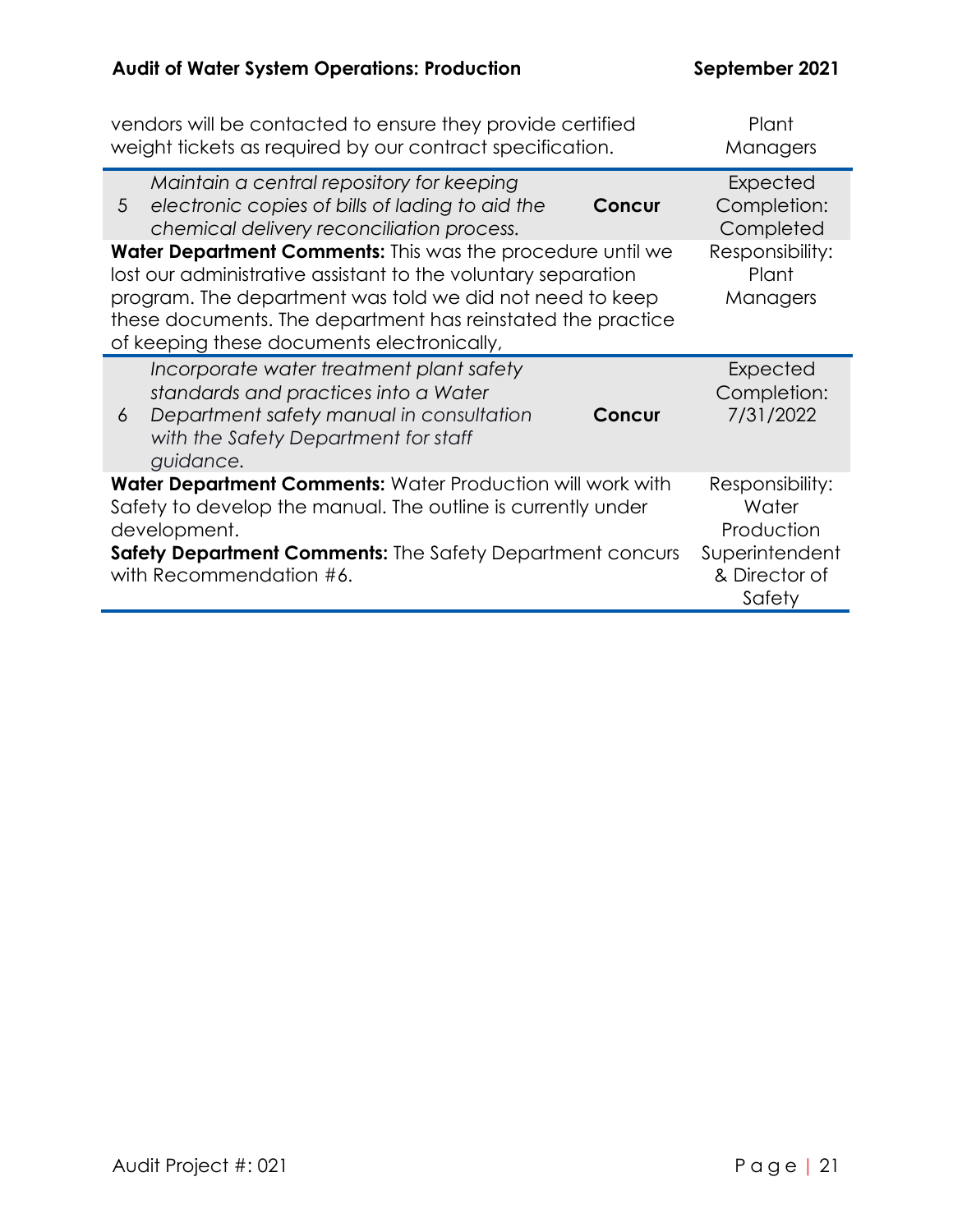| | | | |
|---|---|---|---|
| vendors will be contacted to ensure they provide certified weight tickets as required by our contract specification. | | | Plant Managers |
| 5 | *Maintain a central repository for keeping electronic copies of bills of lading to aid the chemical delivery reconciliation process.* | **Concur** | Expected Completion: Completed |
| **Water Department Comments:** This was the procedure until we lost our administrative assistant to the voluntary separation program. The department was told we did not need to keep these documents. The department has reinstated the practice of keeping these documents electronically, | | | Responsibility: Plant Managers |
| 6 | *Incorporate water treatment plant safety standards and practices into a Water Department safety manual in consultation with the Safety Department for staff guidance.* | **Concur** | Expected Completion: 7/31/2022 |
| **Water Department Comments:** Water Production will work with Safety to develop the manual. The outline is currently under development.<br>**Safety Department Comments:** The Safety Department concurs with Recommendation #6. | | | Responsibility: Water Production Superintendent & Director of Safety |